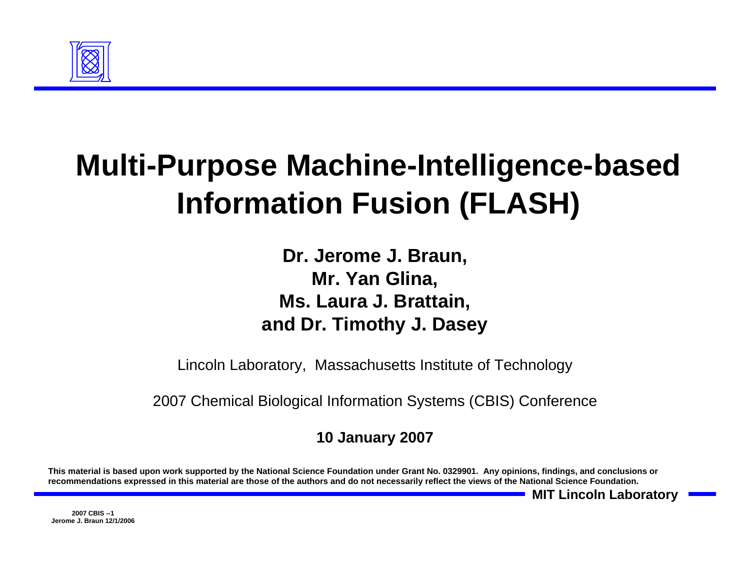# Multi-Purpose Machine-Intelligence-based Information Fusion (FLASH)

**Dr. Jerome J. Braun,**
**Mr. Yan Glina,**
**Ms. Laura J. Brattain,**
**and Dr. Timothy J. Dasey**

Lincoln Laboratory, Massachusetts Institute of Technology

2007 Chemical Biological Information Systems (CBIS) Conference

**10 January 2007**

**This material is based upon work supported by the National Science Foundation under Grant No. 0329901. Any opinions, findings, and conclusions or recommendations expressed in this material are those of the authors and do not necessarily reflect the views of the National Science Foundation.**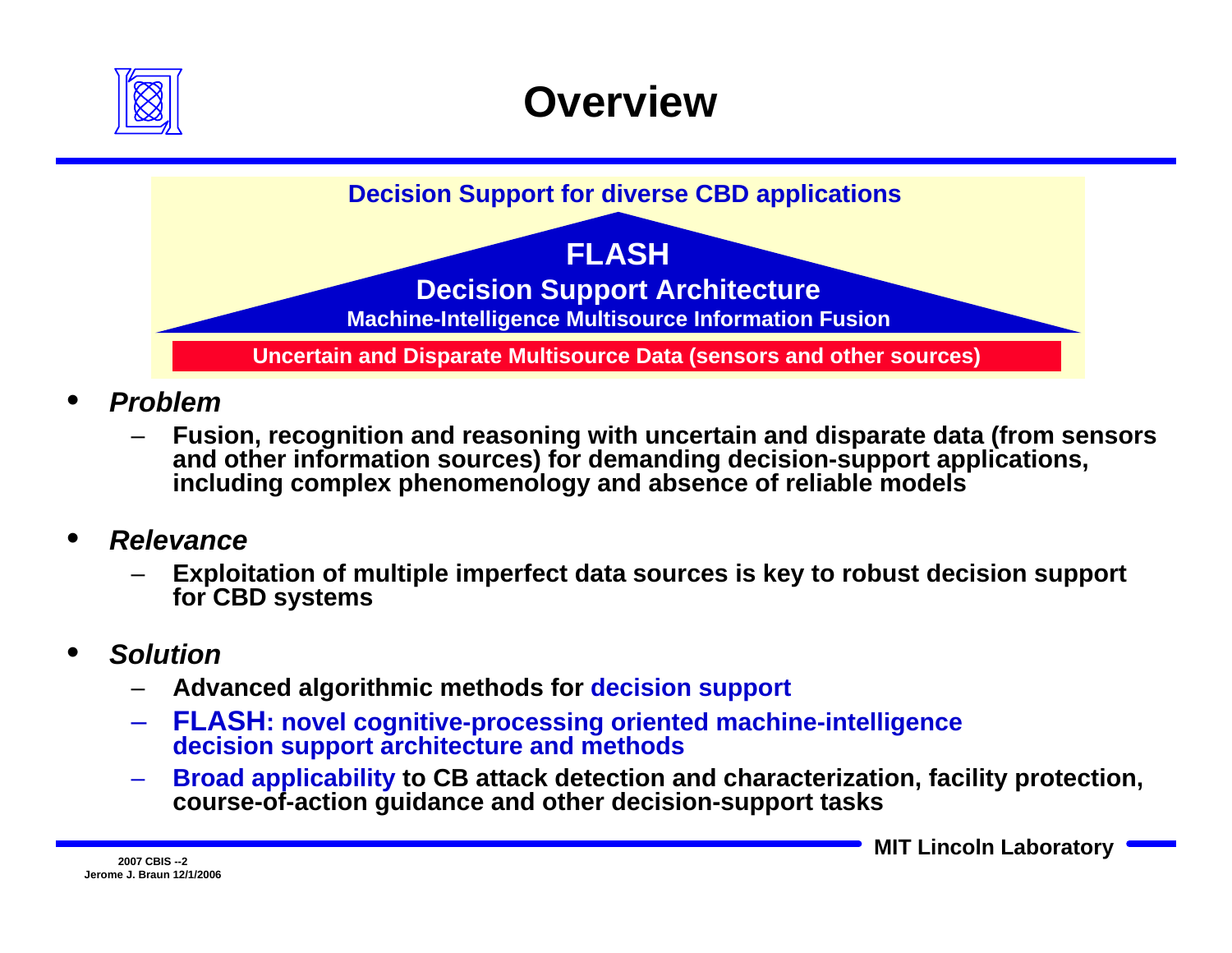# Overview

**Decision Support for diverse CBD applications**

**FLASH**

**Decision Support Architecture**

**Machine-Intelligence Multisource Information Fusion**

**Uncertain and Disparate Multisource Data (sensors and other sources)**

- ***Problem***
  - **Fusion, recognition and reasoning with uncertain and disparate data (from sensors and other information sources) for demanding decision-support applications, including complex phenomenology and absence of reliable models**

- ***Relevance***
  - **Exploitation of multiple imperfect data sources is key to robust decision support for CBD systems**

- ***Solution***
  - **Advanced algorithmic methods for decision support**
  - **FLASH: novel cognitive-processing oriented machine-intelligence decision support architecture and methods**
  - **Broad applicability to CB attack detection and characterization, facility protection, course-of-action guidance and other decision-support tasks**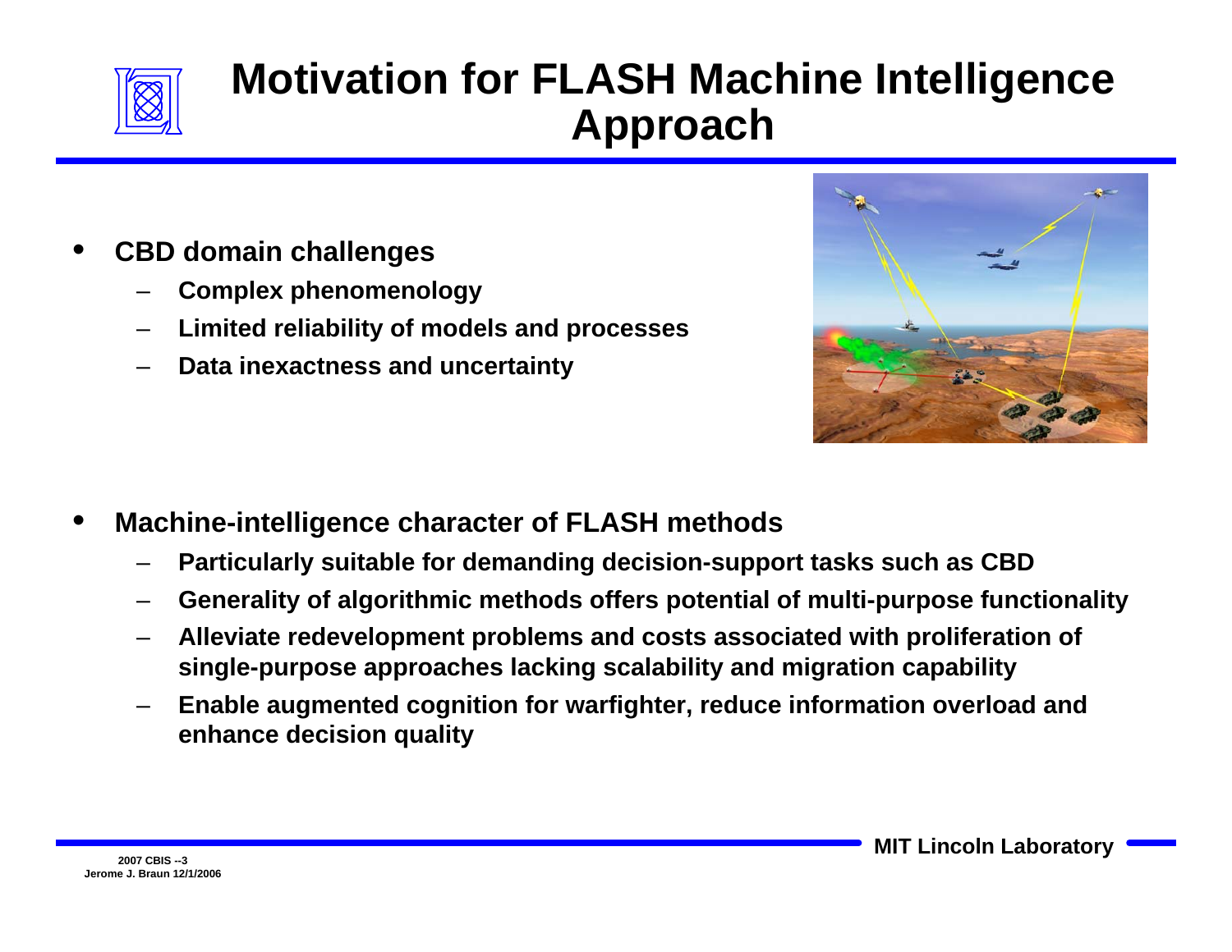# Motivation for FLASH Machine Intelligence Approach

- **CBD domain challenges**
  - **Complex phenomenology**
  - **Limited reliability of models and processes**
  - **Data inexactness and uncertainty**

- **Machine-intelligence character of FLASH methods**
  - **Particularly suitable for demanding decision-support tasks such as CBD**
  - **Generality of algorithmic methods offers potential of multi-purpose functionality**
  - **Alleviate redevelopment problems and costs associated with proliferation of single-purpose approaches lacking scalability and migration capability**
  - **Enable augmented cognition for warfighter, reduce information overload and enhance decision quality**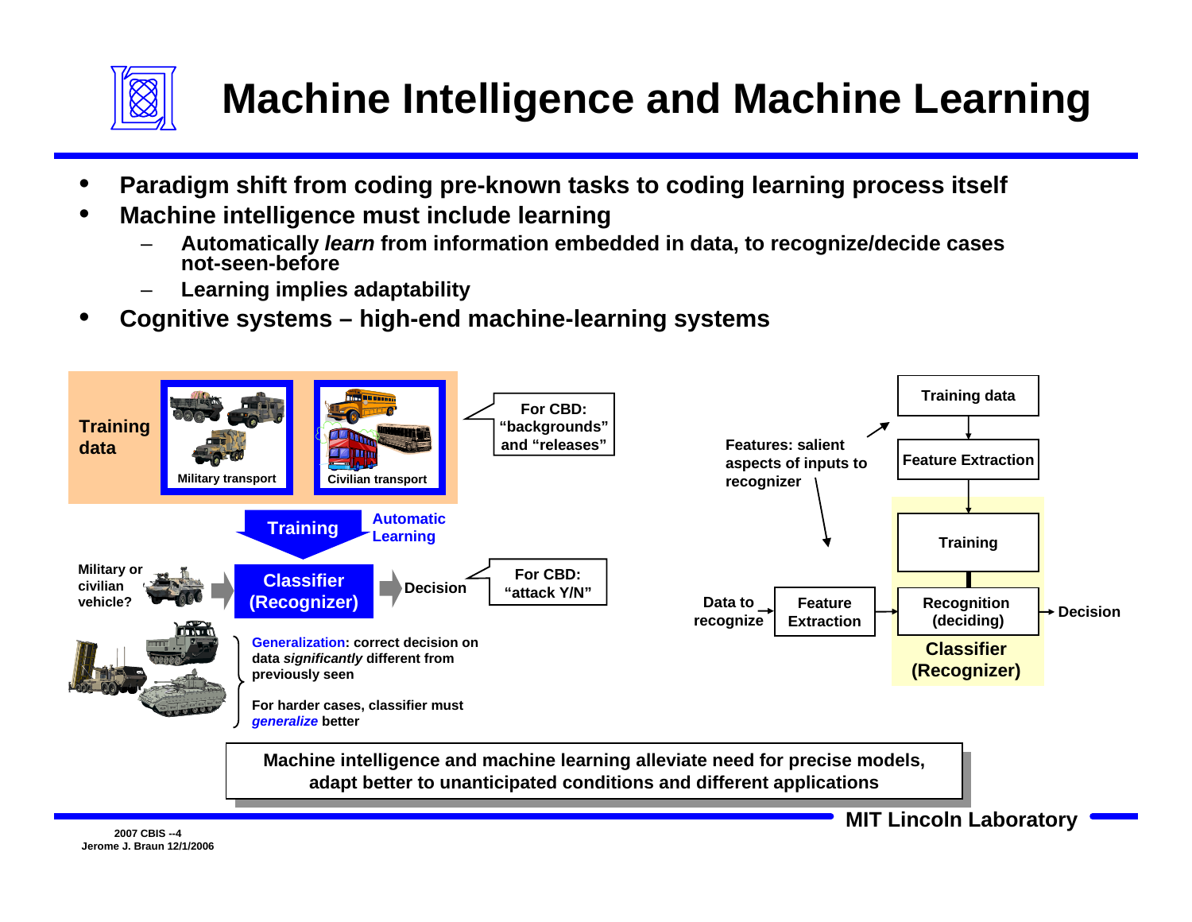# Machine Intelligence and Machine Learning

- **Paradigm shift from coding pre-known tasks to coding learning process itself**
- **Machine intelligence must include learning**
  - **Automatically *learn* from information embedded in data, to recognize/decide cases not-seen-before**
  - **Learning implies adaptability**
- **Cognitive systems – high-end machine-learning systems**

**Training data**

Military transport

Civilian transport

For CBD: "backgrounds" and "releases"

**Training**

**Automatic Learning**

Military or civilian vehicle?

**Classifier (Recognizer)**

Decision

For CBD: "attack Y/N"

**Generalization**: correct decision on data *significantly* different from previously seen

For harder cases, classifier must *generalize* better

Training data

Feature Extraction

Features: salient aspects of inputs to recognizer

Training

Data to recognize

Feature Extraction

Recognition (deciding)

Decision

**Classifier (Recognizer)**

**Machine intelligence and machine learning alleviate need for precise models, adapt better to unanticipated conditions and different applications**

2007 CBIS --4
Jerome J. Braun 12/1/2006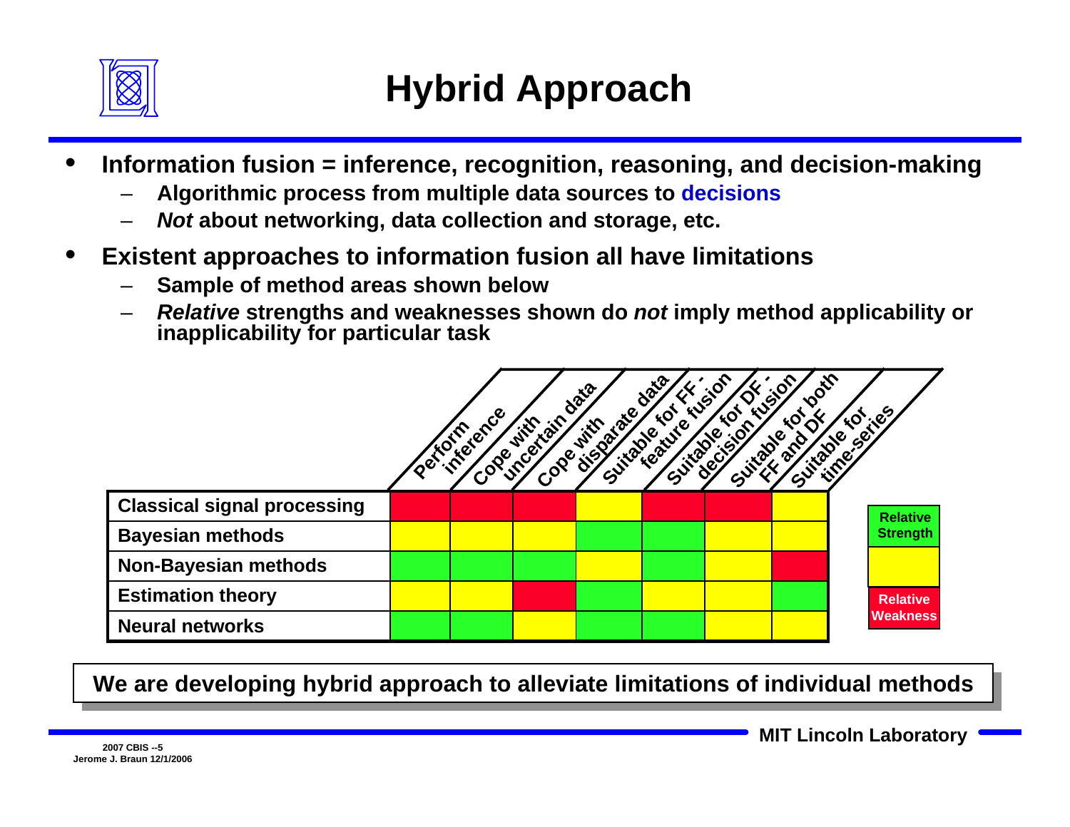# Hybrid Approach

- **Information fusion = inference, recognition, reasoning, and decision-making**
  - **Algorithmic process from multiple data sources to decisions**
  - ***Not* about networking, data collection and storage, etc.**
- **Existent approaches to information fusion all have limitations**
  - **Sample of method areas shown below**
  - ***Relative* strengths and weaknesses shown do *not* imply method applicability or inapplicability for particular task**

| | Perform inference | Cope with uncertain data | Cope with disparate data | Suitable for FF - feature fusion | Suitable for DF - decision fusion | Suitable for both FF and DF | Suitable for time-series |
|---|---|---|---|---|---|---|---|
| **Classical signal processing** | Relative Weakness | Relative Weakness | Relative Weakness | Medium | Relative Weakness | Relative Weakness | Medium |
| **Bayesian methods** | Medium | Medium | Medium | Relative Strength | Relative Strength | Medium | Medium |
| **Non-Bayesian methods** | Relative Strength | Relative Strength | Relative Strength | Medium | Relative Strength | Medium | Relative Weakness |
| **Estimation theory** | Medium | Medium | Relative Weakness | Relative Strength | Medium | Medium | Relative Strength |
| **Neural networks** | Relative Strength | Relative Strength | Medium | Relative Strength | Relative Strength | Medium | Medium |

Legend: Relative Strength (green), intermediate (yellow), Relative Weakness (red)

**We are developing hybrid approach to alleviate limitations of individual methods**

2007 CBIS --5
Jerome J. Braun 12/1/2006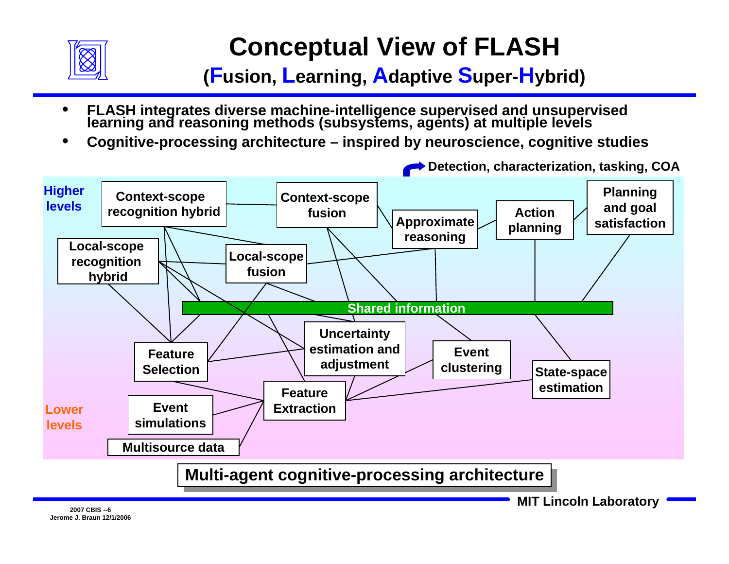# Conceptual View of FLASH

## (Fusion, Learning, Adaptive Super-Hybrid)

- **FLASH integrates diverse machine-intelligence supervised and unsupervised learning and reasoning methods (subsystems, agents) at multiple levels**
- **Cognitive-processing architecture – inspired by neuroscience, cognitive studies**

Detection, characterization, tasking, COA

Higher levels

Context-scope recognition hybrid | Context-scope fusion | Approximate reasoning | Action planning | Planning and goal satisfaction

Local-scope recognition hybrid | Local-scope fusion

Shared information

Feature Selection | Uncertainty estimation and adjustment | Event clustering | State-space estimation

Event simulations | Feature Extraction

Multisource data

Lower levels

**Multi-agent cognitive-processing architecture**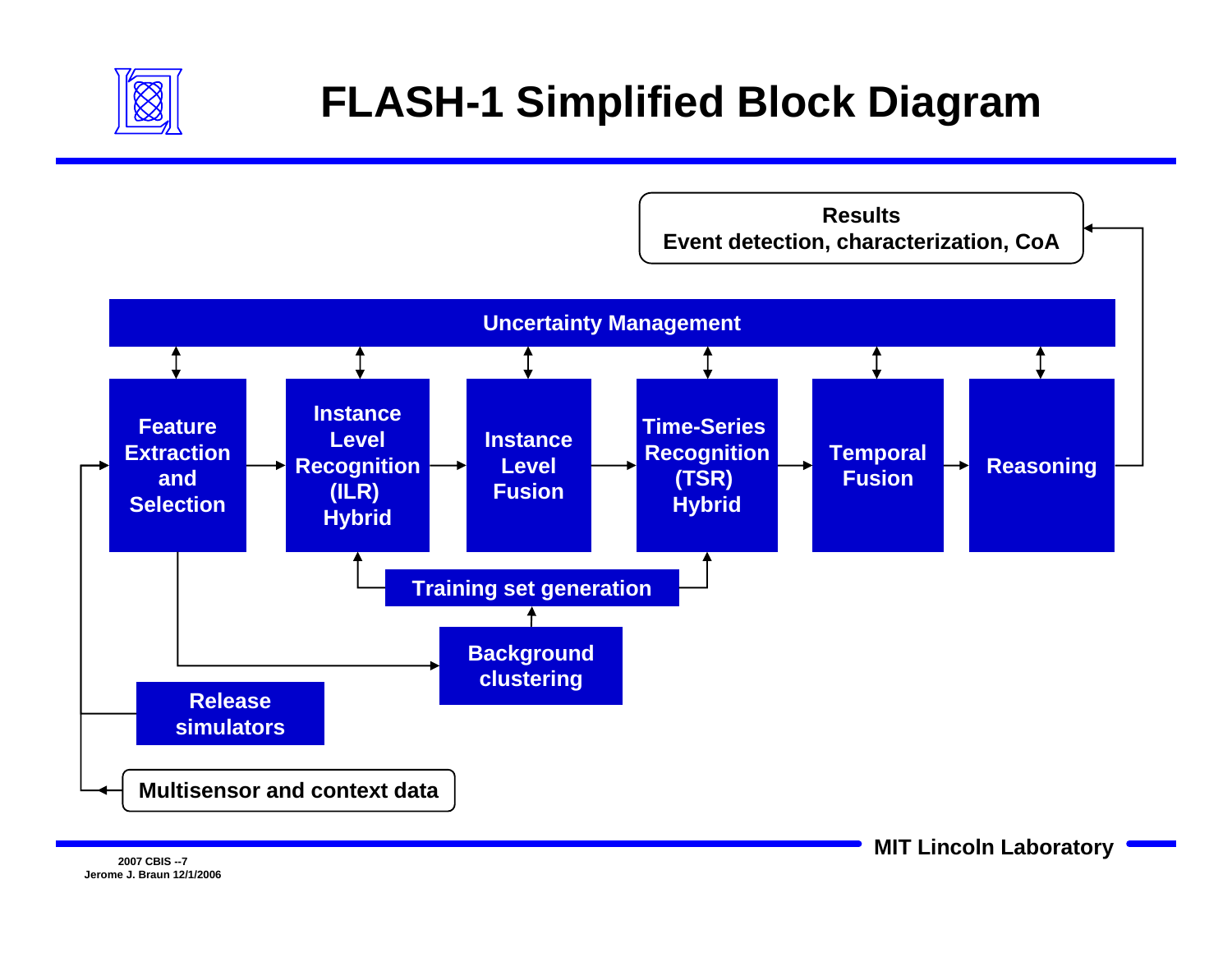# FLASH-1 Simplified Block Diagram

Results
Event detection, characterization, CoA

Uncertainty Management

Feature Extraction and Selection

Instance Level Recognition (ILR) Hybrid

Instance Level Fusion

Time-Series Recognition (TSR) Hybrid

Temporal Fusion

Reasoning

Training set generation

Background clustering

Release simulators

Multisensor and context data

2007 CBIS --7
Jerome J. Braun 12/1/2006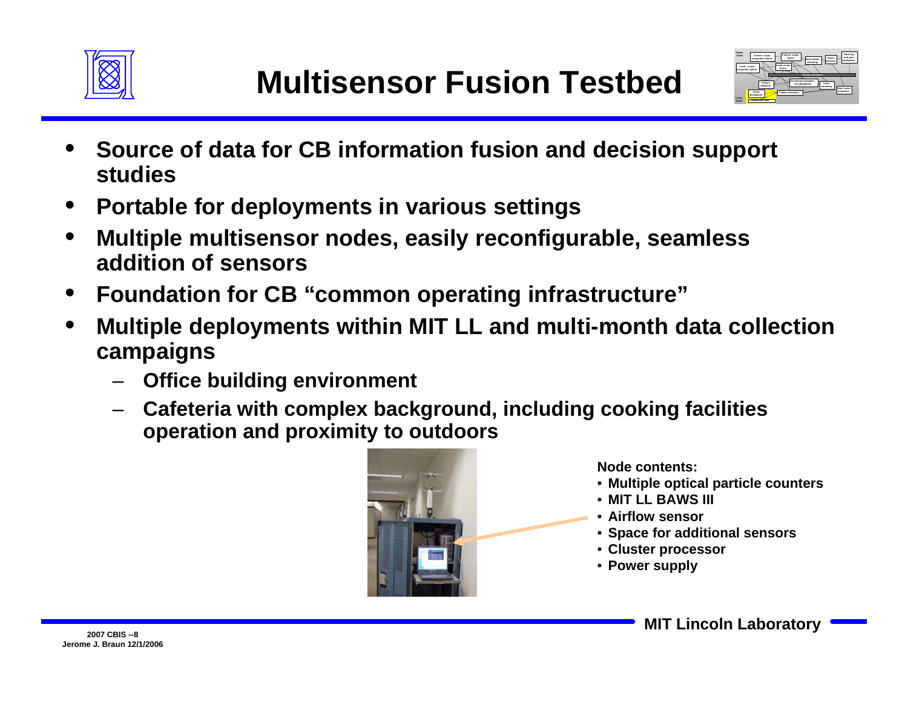# Multisensor Fusion Testbed

- Source of data for CB information fusion and decision support studies
- Portable for deployments in various settings
- Multiple multisensor nodes, easily reconfigurable, seamless addition of sensors
- Foundation for CB "common operating infrastructure"
- Multiple deployments within MIT LL and multi-month data collection campaigns
  - Office building environment
  - Cafeteria with complex background, including cooking facilities operation and proximity to outdoors

**Node contents:**

- Multiple optical particle counters
- MIT LL BAWS III
- Airflow sensor
- Space for additional sensors
- Cluster processor
- Power supply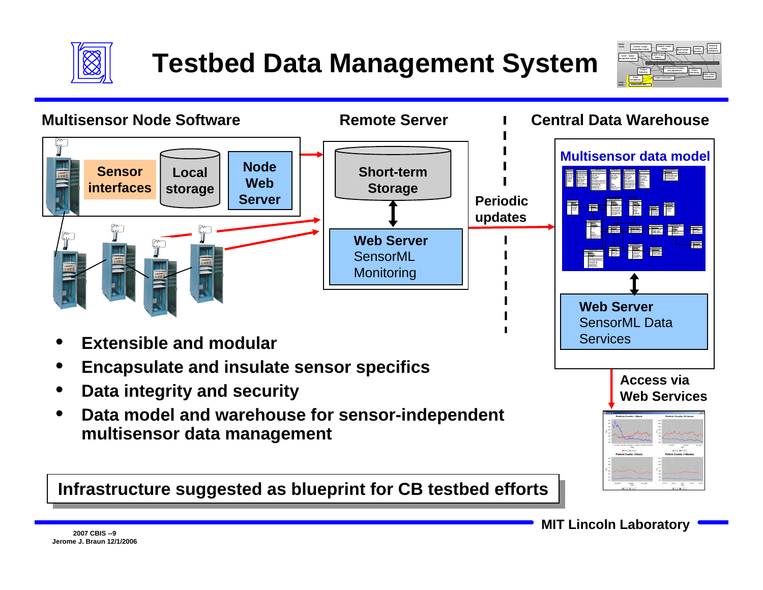# Testbed Data Management System

**Multisensor Node Software**

- Sensor interfaces
- Local storage
- Node Web Server

**Remote Server**

- Short-term Storage
- **Web Server** SensorML Monitoring

Periodic updates

**Central Data Warehouse**

- Multisensor data model
- **Web Server** SensorML Data Services

Access via Web Services

- **Extensible and modular**
- **Encapsulate and insulate sensor specifics**
- **Data integrity and security**
- **Data model and warehouse for sensor-independent multisensor data management**

**Infrastructure suggested as blueprint for CB testbed efforts**

2007 CBIS --9
Jerome J. Braun 12/1/2006

MIT Lincoln Laboratory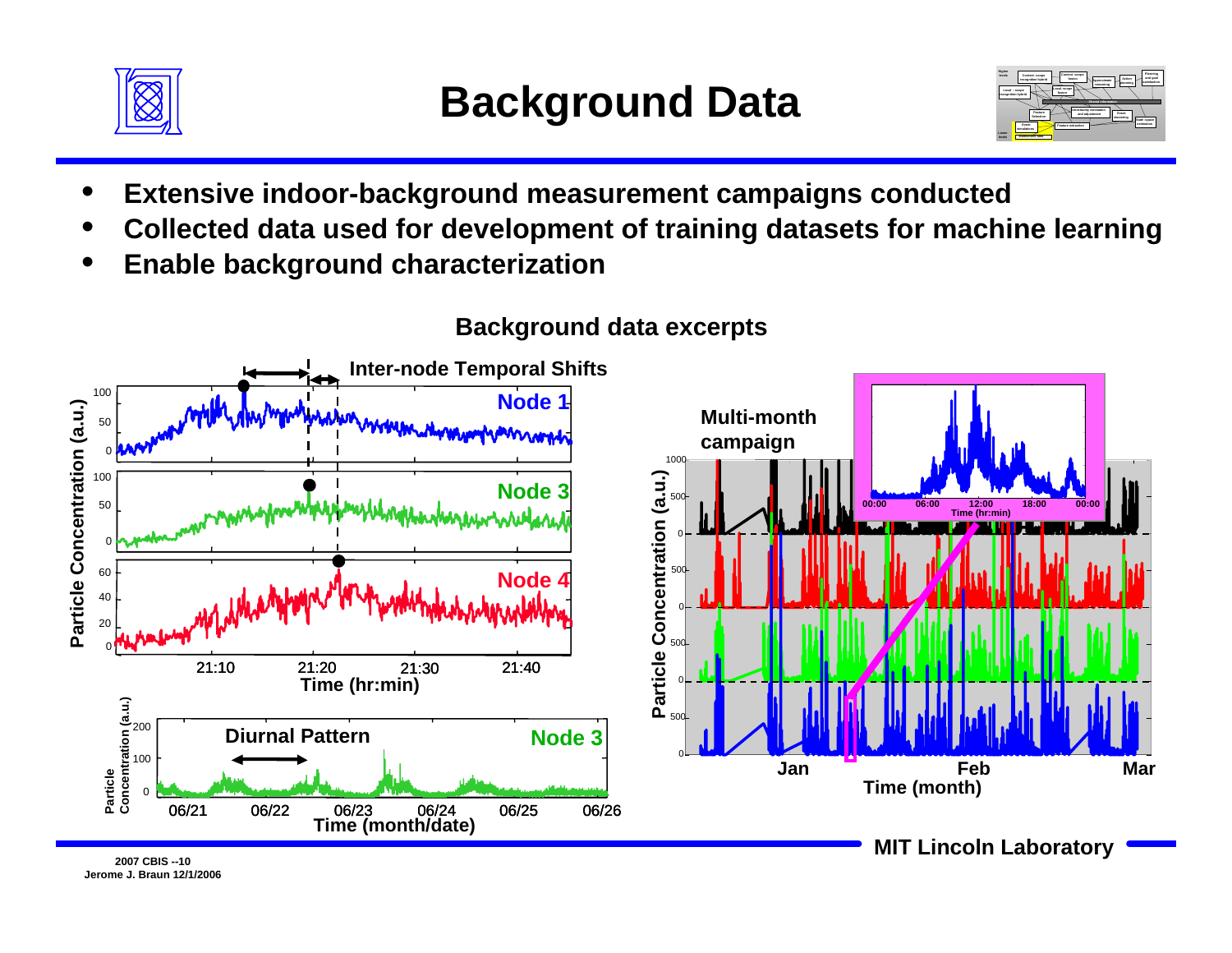# Background Data

- Extensive indoor-background measurement campaigns conducted
- Collected data used for development of training datasets for machine learning
- Enable background characterization

**Background data excerpts**

Inter-node Temporal Shifts

Node 1

Node 3

Node 4

Particle Concentration (a.u.)

Time (hr:min)

Diurnal Pattern

Node 3

Time (month/date)

Multi-month campaign

Particle Concentration (a.u.)

Time (hr:min)

Time (month)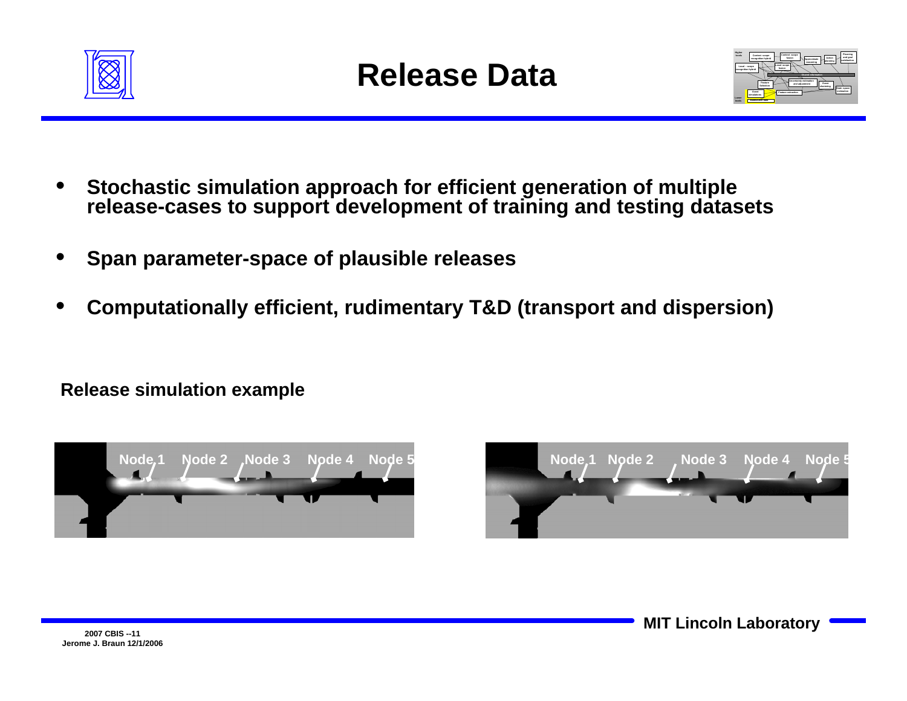# Release Data

- Stochastic simulation approach for efficient generation of multiple release-cases to support development of training and testing datasets
- Span parameter-space of plausible releases
- Computationally efficient, rudimentary T&D (transport and dispersion)

**Release simulation example**

Node 1 Node 2 Node 3 Node 4 Node 5

Node 1 Node 2 Node 3 Node 4 Node 5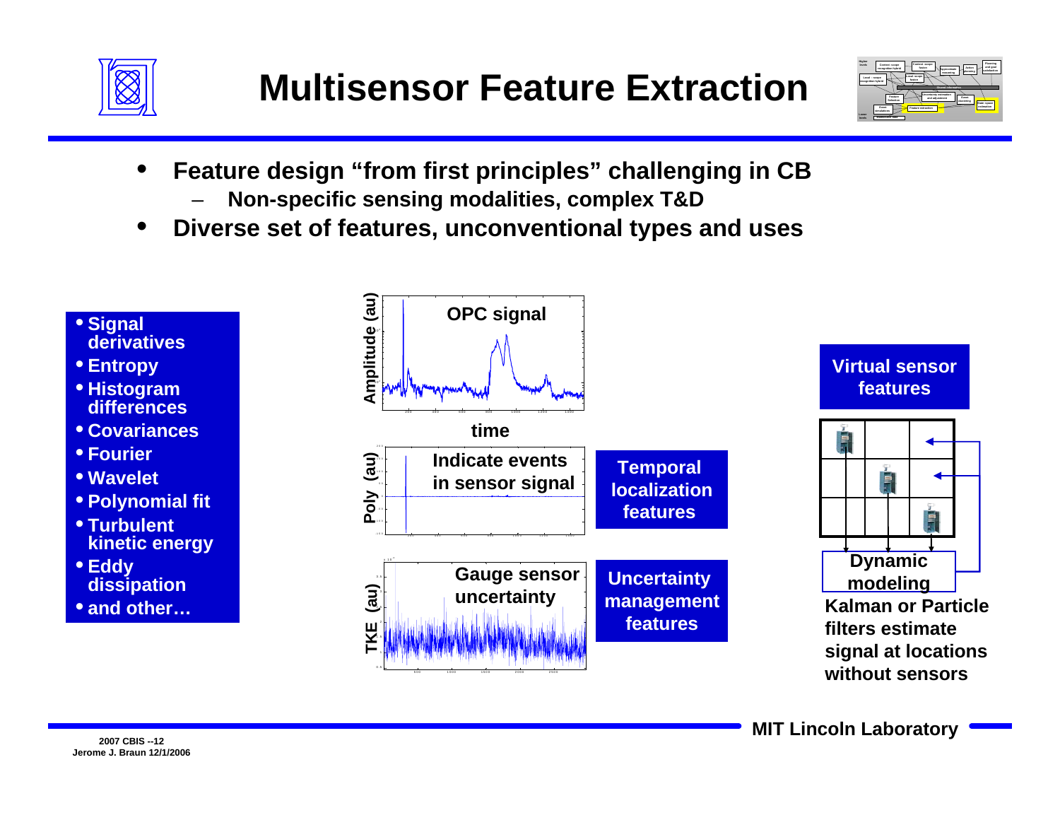# Multisensor Feature Extraction

- **Feature design "from first principles" challenging in CB**
  - **Non-specific sensing modalities, complex T&D**
- **Diverse set of features, unconventional types and uses**

- **Signal derivatives**
- **Entropy**
- **Histogram differences**
- **Covariances**
- **Fourier**
- **Wavelet**
- **Polynomial fit**
- **Turbulent kinetic energy**
- **Eddy dissipation**
- **and other…**

**OPC signal** (Amplitude (au) vs. time)

**Indicate events in sensor signal** (Poly (au)) — **Temporal localization features**

**Gauge sensor uncertainty** (TKE (au)) — **Uncertainty management features**

**Virtual sensor features**

**Dynamic modeling**

**Kalman or Particle filters estimate signal at locations without sensors**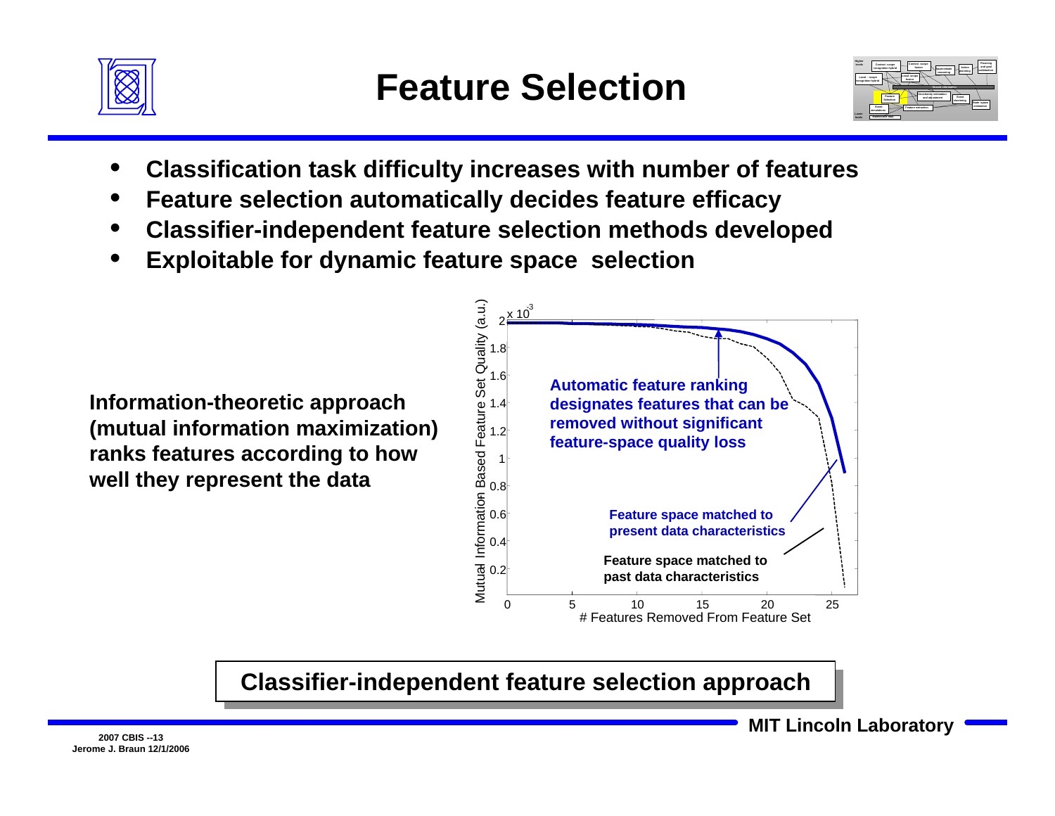# Feature Selection

- Classification task difficulty increases with number of features
- Feature selection automatically decides feature efficacy
- Classifier-independent feature selection methods developed
- Exploitable for dynamic feature space selection

**Information-theoretic approach (mutual information maximization) ranks features according to how well they represent the data**

Automatic feature ranking designates features that can be removed without significant feature-space quality loss

Feature space matched to present data characteristics

Feature space matched to past data characteristics

Mutual Information Based Feature Set Quality (a.u.) — $\times 10^3$

\# Features Removed From Feature Set

**Classifier-independent feature selection approach**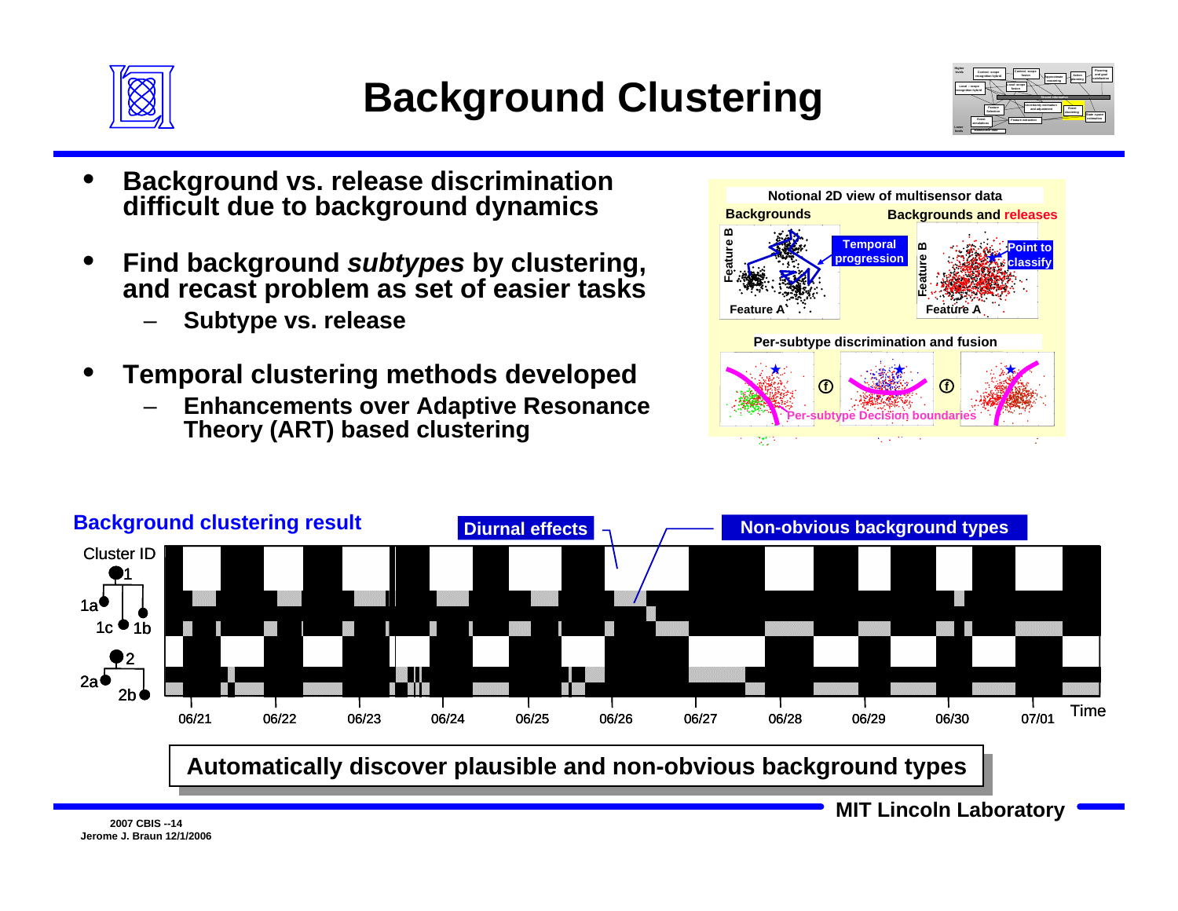# Background Clustering

- **Background vs. release discrimination difficult due to background dynamics**
- **Find background *subtypes* by clustering, and recast problem as set of easier tasks**
  - **Subtype vs. release**
- **Temporal clustering methods developed**
  - **Enhancements over Adaptive Resonance Theory (ART) based clustering**

**Notional 2D view of multisensor data**

**Backgrounds** — Feature A / Feature B — Temporal progression

**Backgrounds and releases** — Feature A / Feature B — Point to classify

**Per-subtype discrimination and fusion** — Per-subtype Decision boundaries

**Background clustering result**

Diurnal effects — Non-obvious background types

Cluster ID: 1, 1a, 1b, 1c, 2, 2a, 2b

Time: 06/21, 06/22, 06/23, 06/24, 06/25, 06/26, 06/27, 06/28, 06/29, 06/30, 07/01

**Automatically discover plausible and non-obvious background types**

2007 CBIS --14
Jerome J. Braun 12/1/2006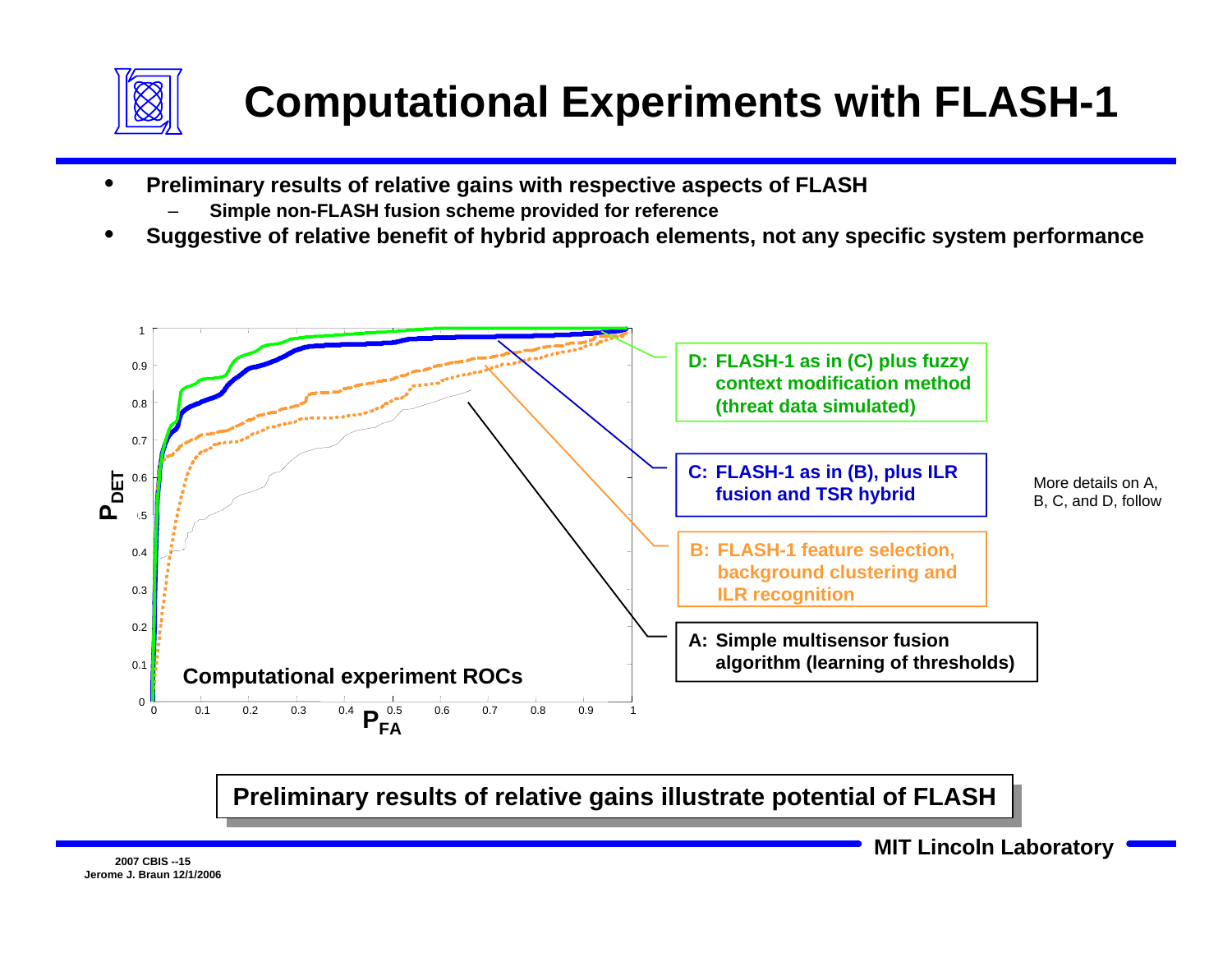# Computational Experiments with FLASH-1

- **Preliminary results of relative gains with respective aspects of FLASH**
  - **Simple non-FLASH fusion scheme provided for reference**
- **Suggestive of relative benefit of hybrid approach elements, not any specific system performance**

**Computational experiment ROCs**

$P_{DET}$ vs. $P_{FA}$

**D: FLASH-1 as in (C) plus fuzzy context modification method (threat data simulated)**

**C: FLASH-1 as in (B), plus ILR fusion and TSR hybrid**

**B: FLASH-1 feature selection, background clustering and ILR recognition**

**A: Simple multisensor fusion algorithm (learning of thresholds)**

More details on A, B, C, and D, follow

**Preliminary results of relative gains illustrate potential of FLASH**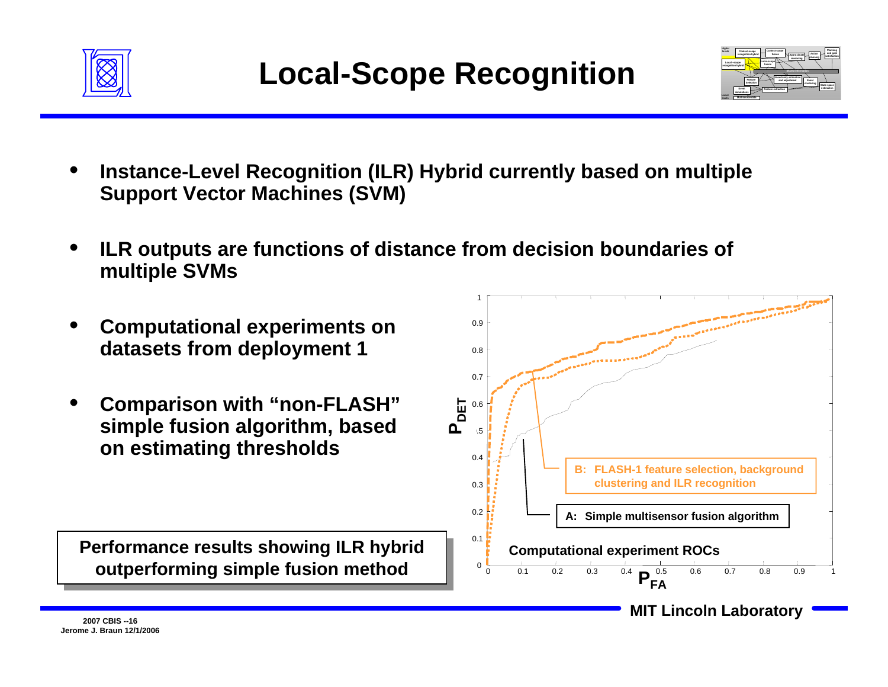# Local-Scope Recognition

- **Instance-Level Recognition (ILR) Hybrid currently based on multiple Support Vector Machines (SVM)**
- **ILR outputs are functions of distance from decision boundaries of multiple SVMs**
- **Computational experiments on datasets from deployment 1**
- **Comparison with "non-FLASH" simple fusion algorithm, based on estimating thresholds**

**Performance results showing ILR hybrid outperforming simple fusion method**

Computational experiment ROCs

A: Simple multisensor fusion algorithm

B: FLASH-1 feature selection, background clustering and ILR recognition

$P_{DET}$ vs. $P_{FA}$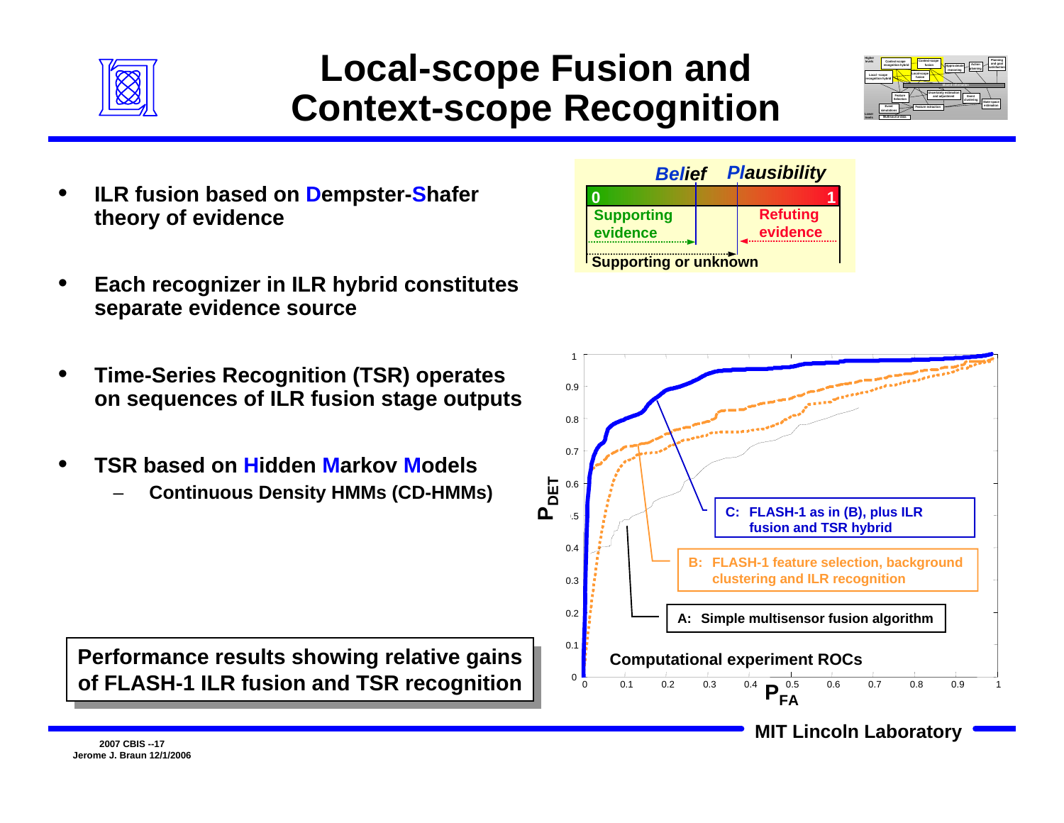# Local-scope Fusion and Context-scope Recognition

- **ILR fusion based on Dempster-Shafer theory of evidence**
- **Each recognizer in ILR hybrid constitutes separate evidence source**
- **Time-Series Recognition (TSR) operates on sequences of ILR fusion stage outputs**
- **TSR based on Hidden Markov Models**
  - **Continuous Density HMMs (CD-HMMs)**

*Belief* *Plausibility*

0 — 1

Supporting evidence | Refuting evidence

Supporting or unknown

**Performance results showing relative gains of FLASH-1 ILR fusion and TSR recognition**

Computational experiment ROCs

- C: FLASH-1 as in (B), plus ILR fusion and TSR hybrid
- B: FLASH-1 feature selection, background clustering and ILR recognition
- A: Simple multisensor fusion algorithm

$P_{DET}$ vs. $P_{FA}$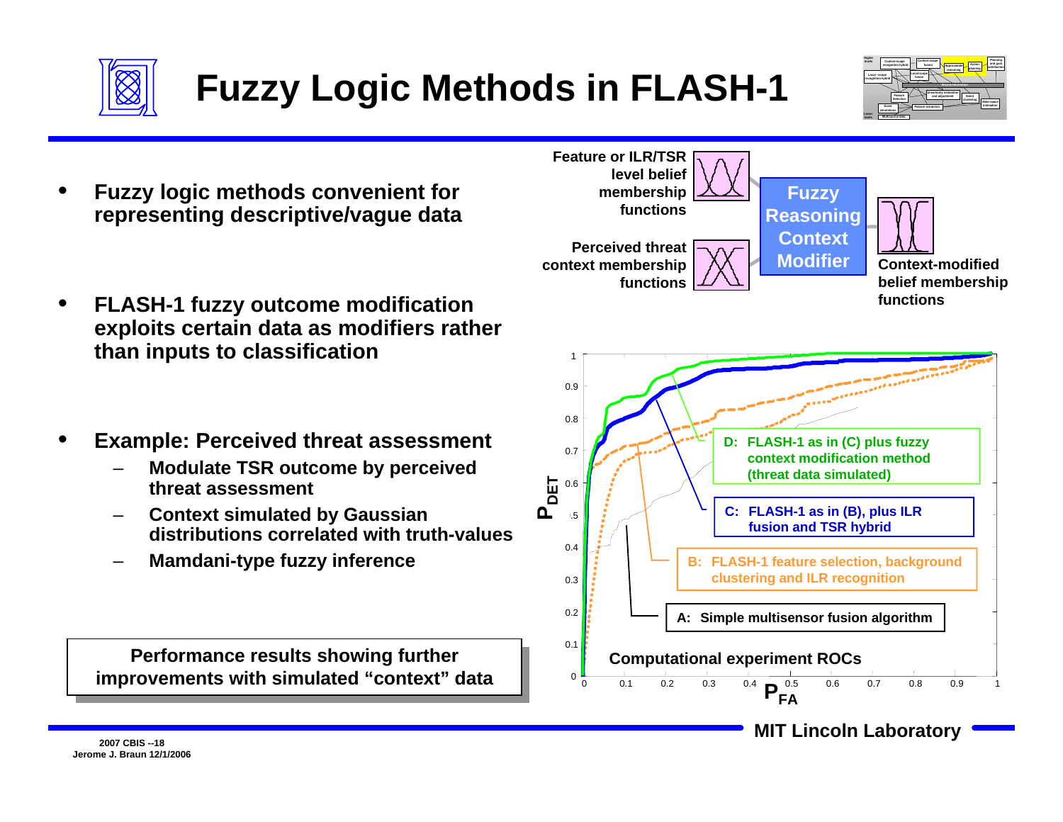# Fuzzy Logic Methods in FLASH-1

- **Fuzzy logic methods convenient for representing descriptive/vague data**
- **FLASH-1 fuzzy outcome modification exploits certain data as modifiers rather than inputs to classification**
- **Example: Perceived threat assessment**
  - **Modulate TSR outcome by perceived threat assessment**
  - **Context simulated by Gaussian distributions correlated with truth-values**
  - **Mamdani-type fuzzy inference**

**Performance results showing further improvements with simulated "context" data**

Feature or ILR/TSR level belief membership functions

Perceived threat context membership functions

**Fuzzy Reasoning Context Modifier**

Context-modified belief membership functions

**Computational experiment ROCs**

- D: FLASH-1 as in (C) plus fuzzy context modification method (threat data simulated)
- C: FLASH-1 as in (B), plus ILR fusion and TSR hybrid
- B: FLASH-1 feature selection, background clustering and ILR recognition
- A: Simple multisensor fusion algorithm

$P_{DET}$ vs. $P_{FA}$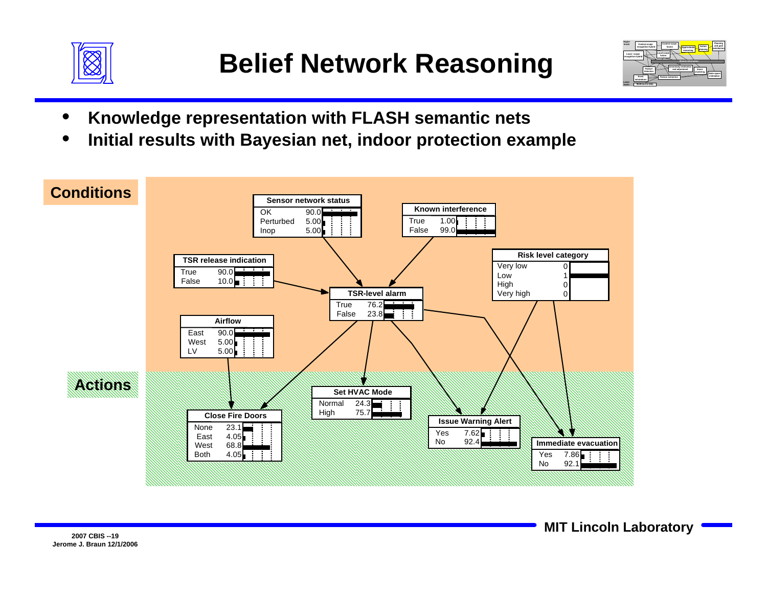# Belief Network Reasoning

- **Knowledge representation with FLASH semantic nets**
- **Initial results with Bayesian net, indoor protection example**

**Conditions**

**Sensor network status**

| | |
|---|---|
| OK | 90.0 |
| Perturbed | 5.00 |
| Inop | 5.00 |

**Known interference**

| | |
|---|---|
| True | 1.00 |
| False | 99.0 |

**TSR release indication**

| | |
|---|---|
| True | 90.0 |
| False | 10.0 |

**Risk level category**

| | |
|---|---|
| Very low | 0 |
| Low | 1 |
| High | 0 |
| Very high | 0 |

**TSR-level alarm**

| | |
|---|---|
| True | 76.2 |
| False | 23.8 |

**Airflow**

| | |
|---|---|
| East | 90.0 |
| West | 5.00 |
| LV | 5.00 |

**Actions**

**Set HVAC Mode**

| | |
|---|---|
| Normal | 24.3 |
| High | 75.7 |

**Close Fire Doors**

| | |
|---|---|
| None | 23.1 |
| East | 4.05 |
| West | 68.8 |
| Both | 4.05 |

**Issue Warning Alert**

| | |
|---|---|
| Yes | 7.62 |
| No | 92.4 |

**Immediate evacuation**

| | |
|---|---|
| Yes | 7.86 |
| No | 92.1 |

MIT Lincoln Laboratory

2007 CBIS --19
Jerome J. Braun 12/1/2006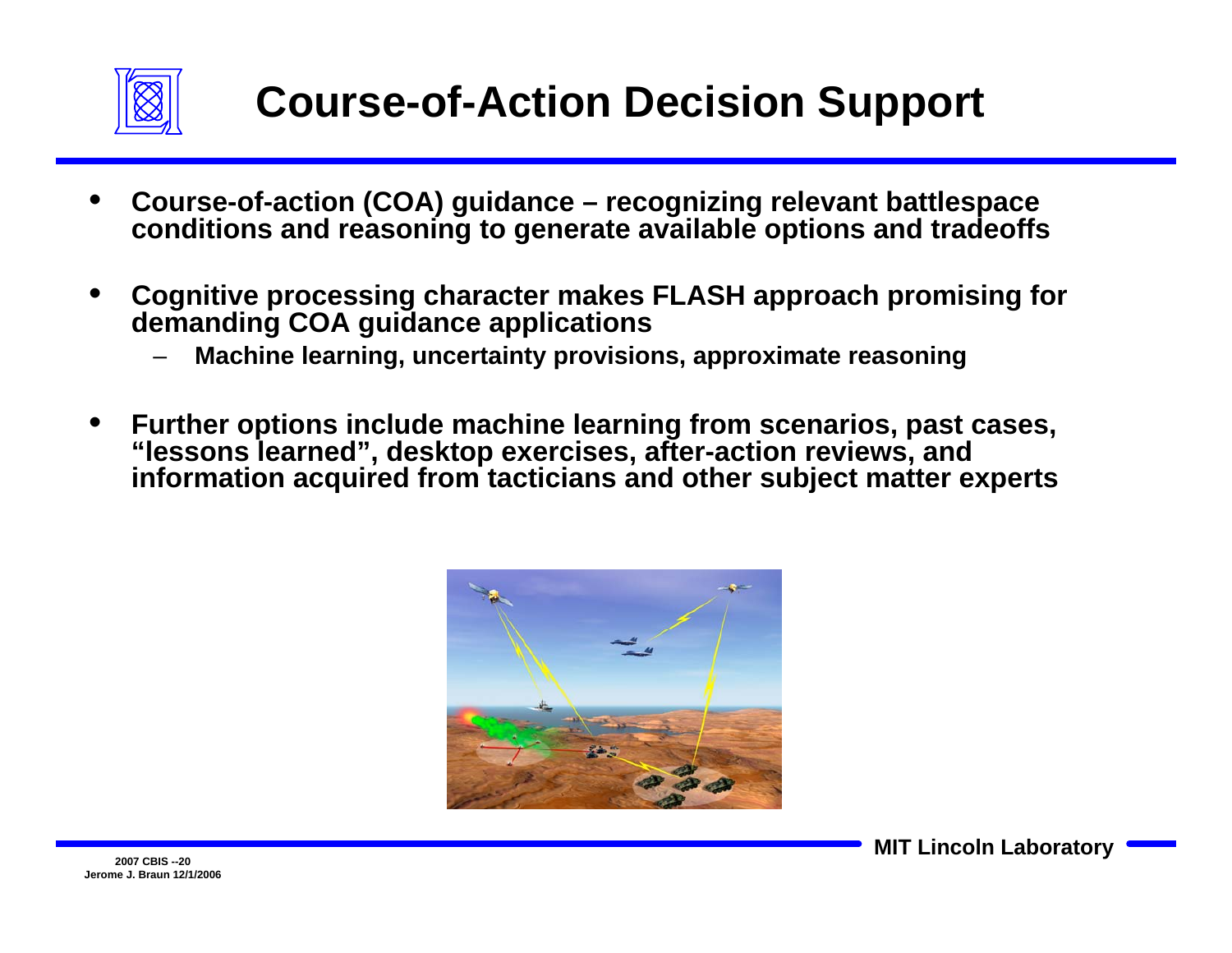# Course-of-Action Decision Support

- **Course-of-action (COA) guidance – recognizing relevant battlespace conditions and reasoning to generate available options and tradeoffs**
- **Cognitive processing character makes FLASH approach promising for demanding COA guidance applications**
  - **Machine learning, uncertainty provisions, approximate reasoning**
- **Further options include machine learning from scenarios, past cases, "lessons learned", desktop exercises, after-action reviews, and information acquired from tacticians and other subject matter experts**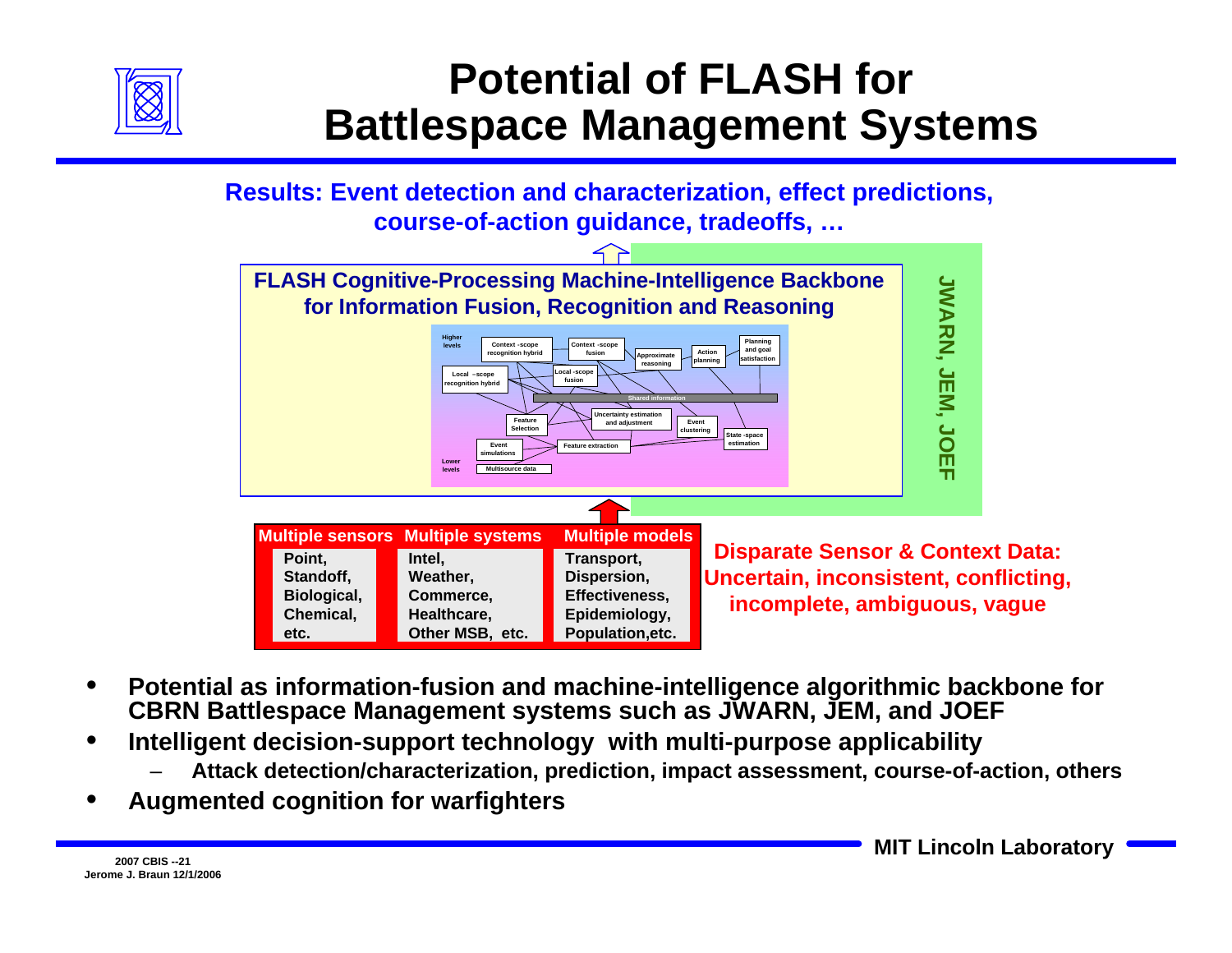# Potential of FLASH for Battlespace Management Systems

**Results: Event detection and characterization, effect predictions, course-of-action guidance, tradeoffs, …**

**FLASH Cognitive-Processing Machine-Intelligence Backbone for Information Fusion, Recognition and Reasoning**

Higher levels: Context-scope recognition hybrid; Context-scope fusion; Approximate reasoning; Action planning; Planning and goal satisfaction; Local-scope recognition hybrid; Local-scope fusion; Shared information; Uncertainty estimation and adjustment; Feature Selection; Event clustering; State-space estimation; Event simulations; Feature extraction; Multisource data. Lower levels.

**JWARN, JEM, JOEF**

| Multiple sensors | Multiple systems | Multiple models |
|---|---|---|
| Point, Standoff, Biological, Chemical, etc. | Intel, Weather, Commerce, Healthcare, Other MSB, etc. | Transport, Dispersion, Effectiveness, Epidemiology, Population, etc. |

**Disparate Sensor & Context Data: Uncertain, inconsistent, conflicting, incomplete, ambiguous, vague**

- **Potential as information-fusion and machine-intelligence algorithmic backbone for CBRN Battlespace Management systems such as JWARN, JEM, and JOEF**
- **Intelligent decision-support technology with multi-purpose applicability**
  - **Attack detection/characterization, prediction, impact assessment, course-of-action, others**
- **Augmented cognition for warfighters**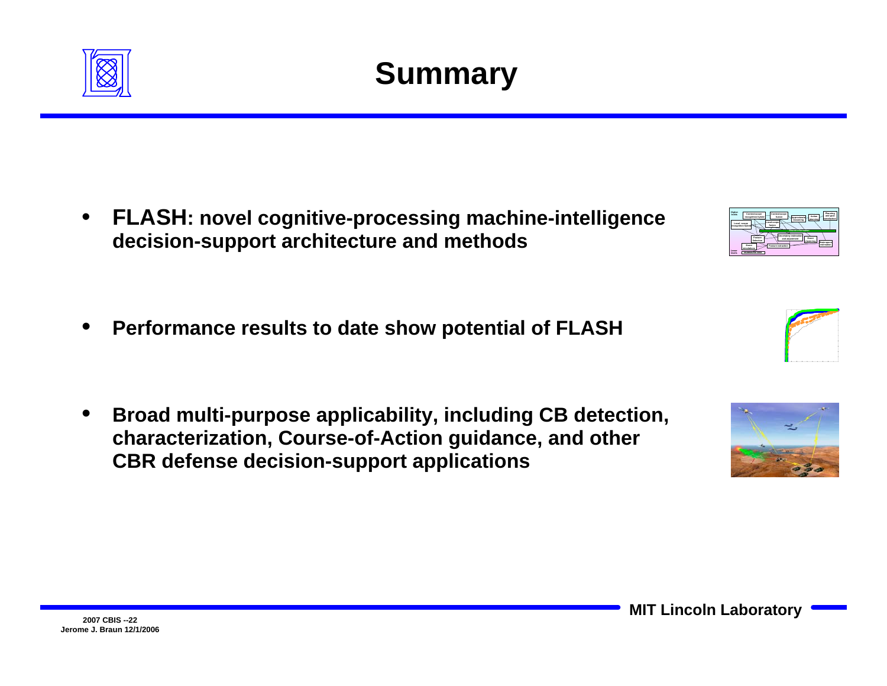# Summary

- **FLASH: novel cognitive-processing machine-intelligence decision-support architecture and methods**

- **Performance results to date show potential of FLASH**

- **Broad multi-purpose applicability, including CB detection, characterization, Course-of-Action guidance, and other CBR defense decision-support applications**